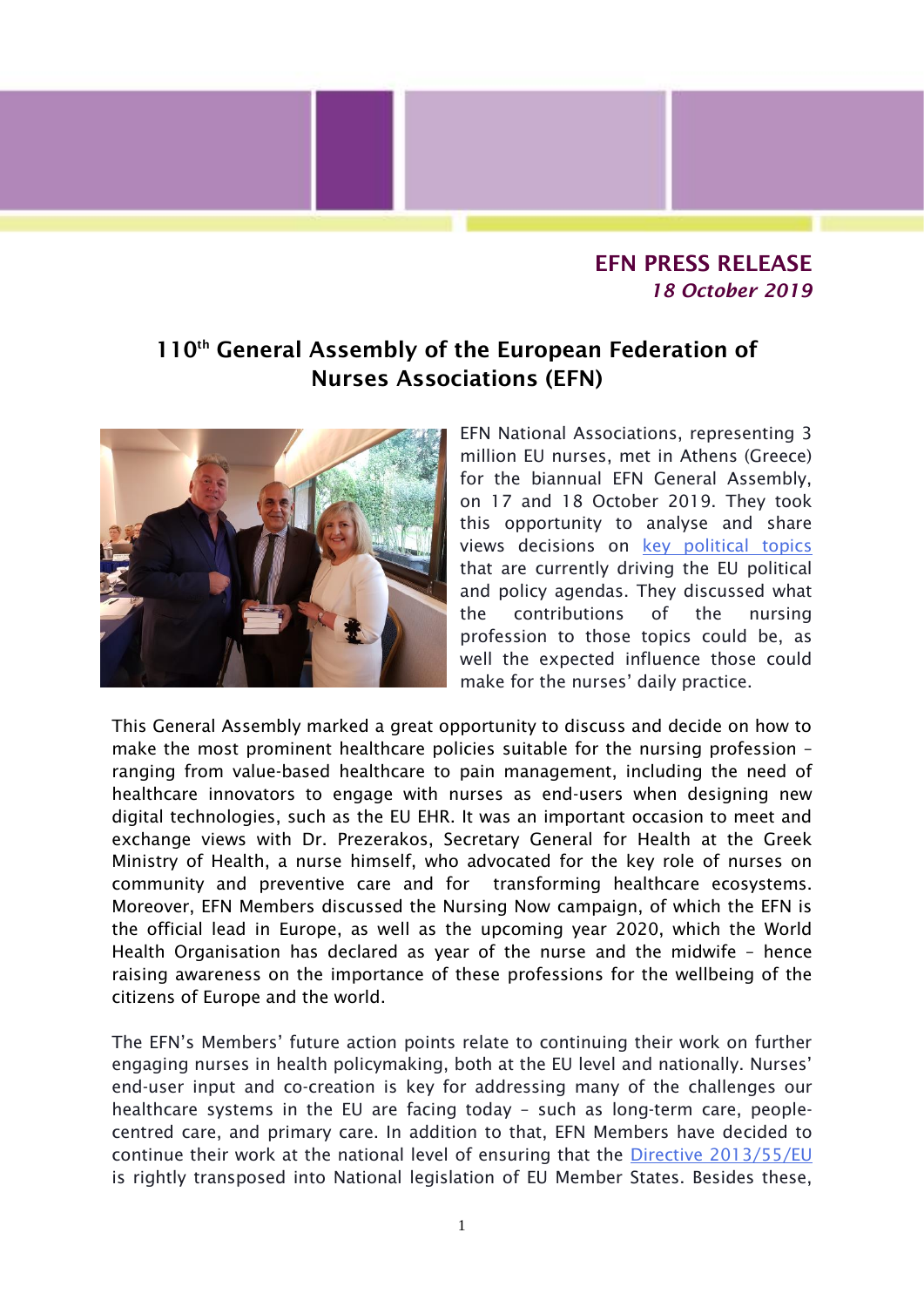**EFN PRESS RELEASE**
*18 October 2019*

# 110th General Assembly of the European Federation of Nurses Associations (EFN)

EFN National Associations, representing 3 million EU nurses, met in Athens (Greece) for the biannual EFN General Assembly, on 17 and 18 October 2019. They took this opportunity to analyse and share views decisions on key political topics that are currently driving the EU political and policy agendas. They discussed what the contributions of the nursing profession to those topics could be, as well the expected influence those could make for the nurses' daily practice.

This General Assembly marked a great opportunity to discuss and decide on how to make the most prominent healthcare policies suitable for the nursing profession – ranging from value-based healthcare to pain management, including the need of healthcare innovators to engage with nurses as end-users when designing new digital technologies, such as the EU EHR. It was an important occasion to meet and exchange views with Dr. Prezerakos, Secretary General for Health at the Greek Ministry of Health, a nurse himself, who advocated for the key role of nurses on community and preventive care and for transforming healthcare ecosystems. Moreover, EFN Members discussed the Nursing Now campaign, of which the EFN is the official lead in Europe, as well as the upcoming year 2020, which the World Health Organisation has declared as year of the nurse and the midwife – hence raising awareness on the importance of these professions for the wellbeing of the citizens of Europe and the world.

The EFN's Members' future action points relate to continuing their work on further engaging nurses in health policymaking, both at the EU level and nationally. Nurses' end-user input and co-creation is key for addressing many of the challenges our healthcare systems in the EU are facing today – such as long-term care, people-centred care, and primary care. In addition to that, EFN Members have decided to continue their work at the national level of ensuring that the Directive 2013/55/EU is rightly transposed into National legislation of EU Member States. Besides these,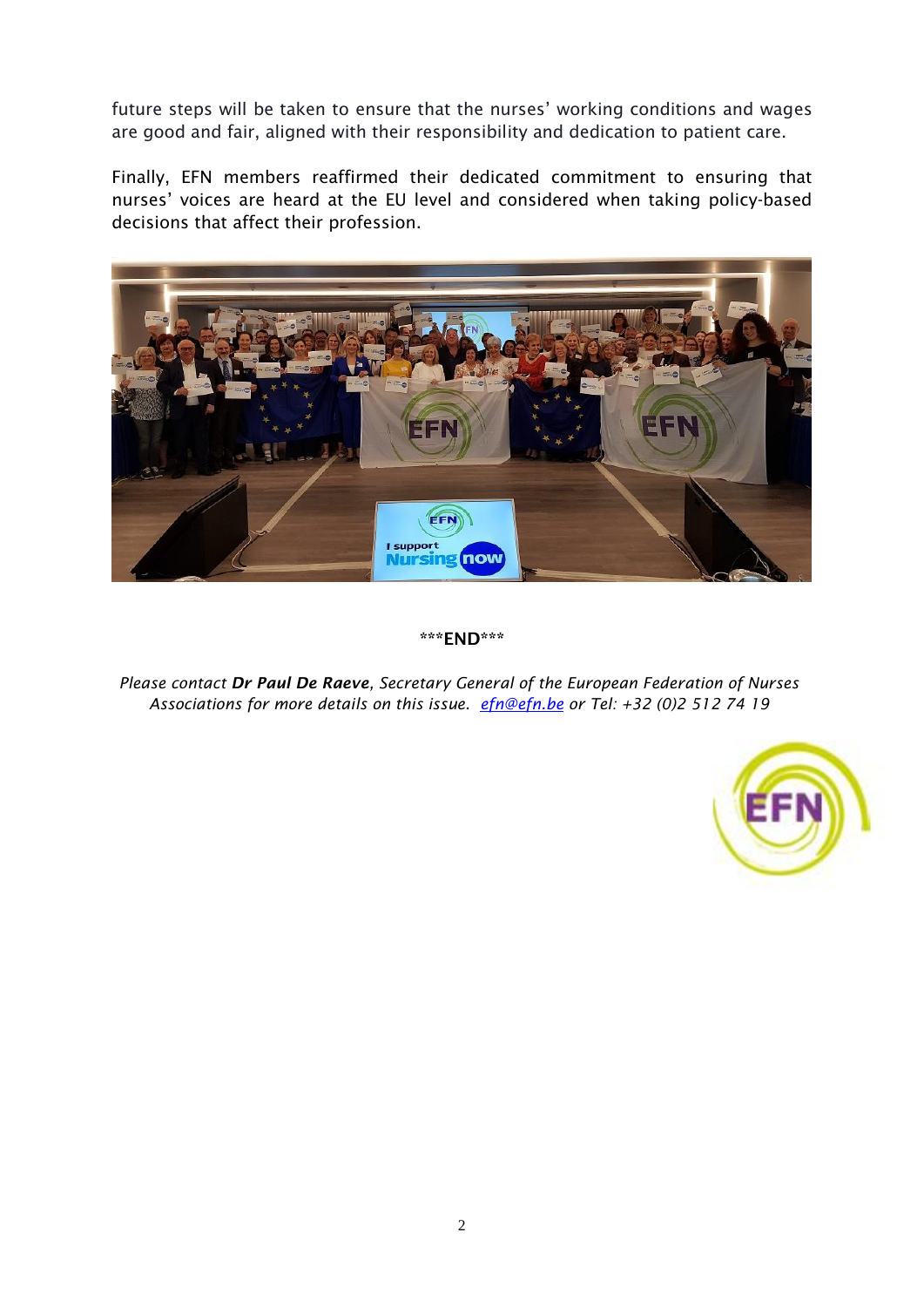future steps will be taken to ensure that the nurses' working conditions and wages are good and fair, aligned with their responsibility and dedication to patient care.

Finally, EFN members reaffirmed their dedicated commitment to ensuring that nurses' voices are heard at the EU level and considered when taking policy-based decisions that affect their profession.

***END***

*Please contact **Dr Paul De Raeve**, Secretary General of the European Federation of Nurses Associations for more details on this issue. efn@efn.be or Tel: +32 (0)2 512 74 19*